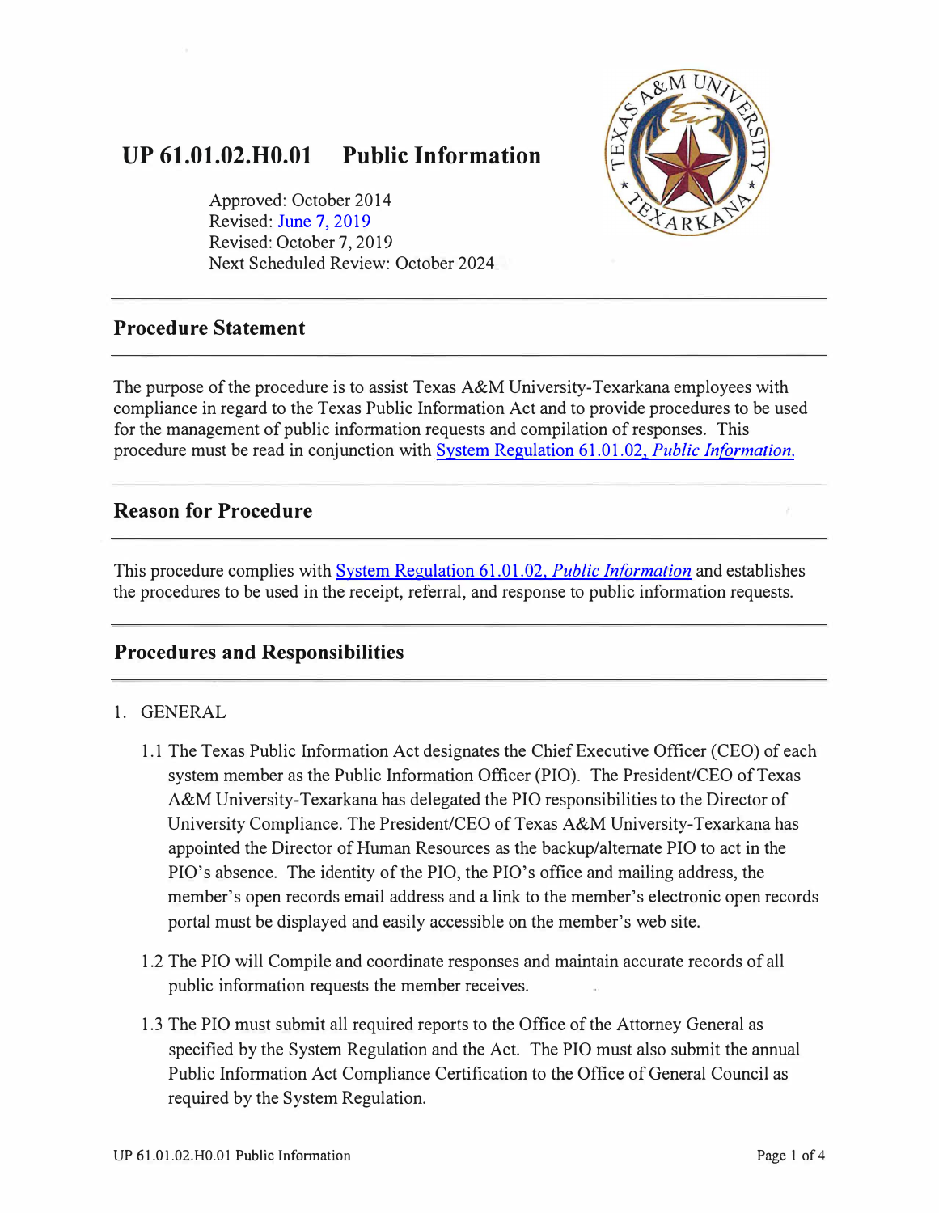# UP 61.01.02.H0.01 Public Information

Approved: October 2014
Revised: June 7, 2019
Revised: October 7, 2019
Next Scheduled Review: October 2024

## Procedure Statement

The purpose of the procedure is to assist Texas A&M University-Texarkana employees with compliance in regard to the Texas Public Information Act and to provide procedures to be used for the management of public information requests and compilation of responses. This procedure must be read in conjunction with System Regulation 61.01.02, *Public Information.*

## Reason for Procedure

This procedure complies with System Regulation 61.01.02, *Public Information* and establishes the procedures to be used in the receipt, referral, and response to public information requests.

## Procedures and Responsibilities

1. GENERAL

   1.1 The Texas Public Information Act designates the Chief Executive Officer (CEO) of each system member as the Public Information Officer (PIO). The President/CEO of Texas A&M University-Texarkana has delegated the PIO responsibilities to the Director of University Compliance. The President/CEO of Texas A&M University-Texarkana has appointed the Director of Human Resources as the backup/alternate PIO to act in the PIO's absence. The identity of the PIO, the PIO's office and mailing address, the member's open records email address and a link to the member's electronic open records portal must be displayed and easily accessible on the member's web site.

   1.2 The PIO will Compile and coordinate responses and maintain accurate records of all public information requests the member receives.

   1.3 The PIO must submit all required reports to the Office of the Attorney General as specified by the System Regulation and the Act. The PIO must also submit the annual Public Information Act Compliance Certification to the Office of General Council as required by the System Regulation.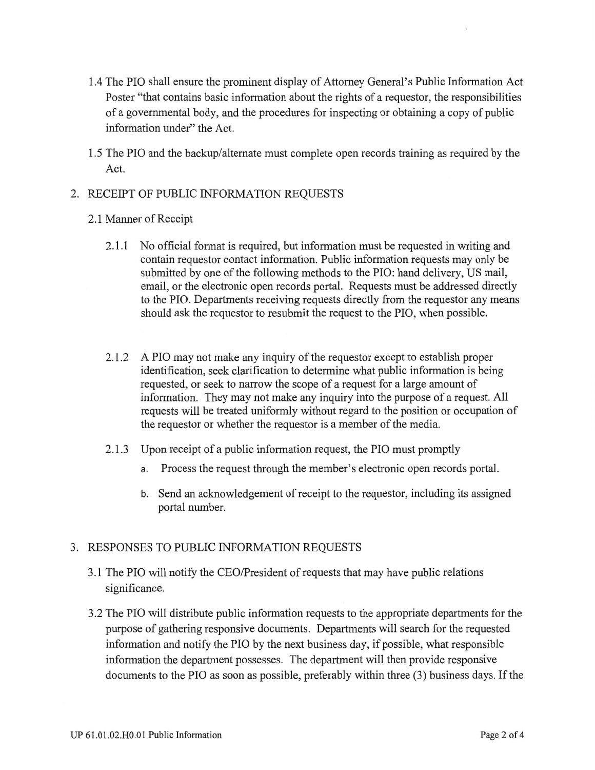1.4 The PIO shall ensure the prominent display of Attorney General's Public Information Act Poster "that contains basic information about the rights of a requestor, the responsibilities of a governmental body, and the procedures for inspecting or obtaining a copy of public information under" the Act.

1.5 The PIO and the backup/alternate must complete open records training as required by the Act.

2. RECEIPT OF PUBLIC INFORMATION REQUESTS

2.1 Manner of Receipt

2.1.1 No official format is required, but information must be requested in writing and contain requestor contact information. Public information requests may only be submitted by one of the following methods to the PIO: hand delivery, US mail, email, or the electronic open records portal. Requests must be addressed directly to the PIO. Departments receiving requests directly from the requestor any means should ask the requestor to resubmit the request to the PIO, when possible.

2.1.2 A PIO may not make any inquiry of the requestor except to establish proper identification, seek clarification to determine what public information is being requested, or seek to narrow the scope of a request for a large amount of information. They may not make any inquiry into the purpose of a request. All requests will be treated uniformly without regard to the position or occupation of the requestor or whether the requestor is a member of the media.

2.1.3 Upon receipt of a public information request, the PIO must promptly

a. Process the request through the member's electronic open records portal.

b. Send an acknowledgement of receipt to the requestor, including its assigned portal number.

3. RESPONSES TO PUBLIC INFORMATION REQUESTS

3.1 The PIO will notify the CEO/President of requests that may have public relations significance.

3.2 The PIO will distribute public information requests to the appropriate departments for the purpose of gathering responsive documents. Departments will search for the requested information and notify the PIO by the next business day, if possible, what responsible information the department possesses. The department will then provide responsive documents to the PIO as soon as possible, preferably within three (3) business days. If the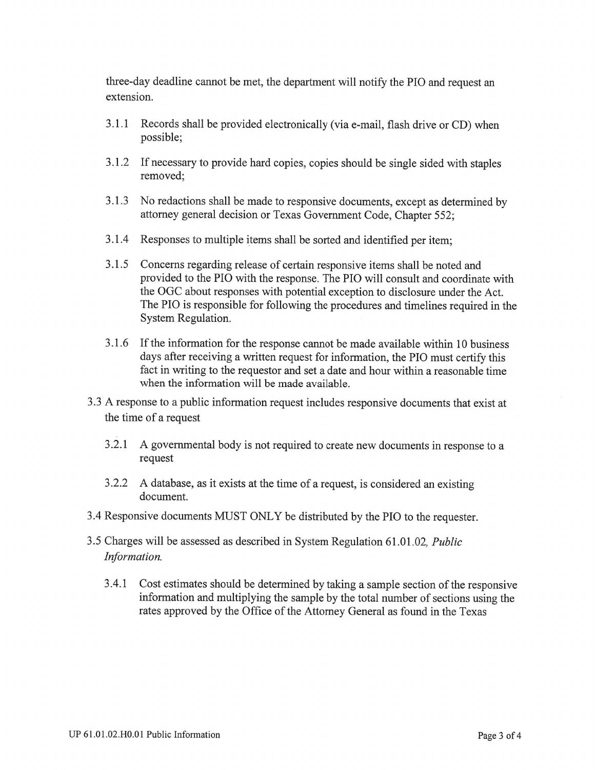three-day deadline cannot be met, the department will notify the PIO and request an extension.

- 3.1.1 Records shall be provided electronically (via e-mail, flash drive or CD) when possible;
- 3.1.2 If necessary to provide hard copies, copies should be single sided with staples removed;
- 3.1.3 No redactions shall be made to responsive documents, except as determined by attorney general decision or Texas Government Code, Chapter 552;
- 3.1.4 Responses to multiple items shall be sorted and identified per item;
- 3.1.5 Concerns regarding release of certain responsive items shall be noted and provided to the PIO with the response. The PIO will consult and coordinate with the OGC about responses with potential exception to disclosure under the Act. The PIO is responsible for following the procedures and timelines required in the System Regulation.
- 3.1.6 If the information for the response cannot be made available within 10 business days after receiving a written request for information, the PIO must certify this fact in writing to the requestor and set a date and hour within a reasonable time when the information will be made available.

3.3 A response to a public information request includes responsive documents that exist at the time of a request

- 3.2.1 A governmental body is not required to create new documents in response to a request
- 3.2.2 A database, as it exists at the time of a request, is considered an existing document.

3.4 Responsive documents MUST ONLY be distributed by the PIO to the requester.

3.5 Charges will be assessed as described in System Regulation 61.01.02, *Public Information.*

- 3.4.1 Cost estimates should be determined by taking a sample section of the responsive information and multiplying the sample by the total number of sections using the rates approved by the Office of the Attorney General as found in the Texas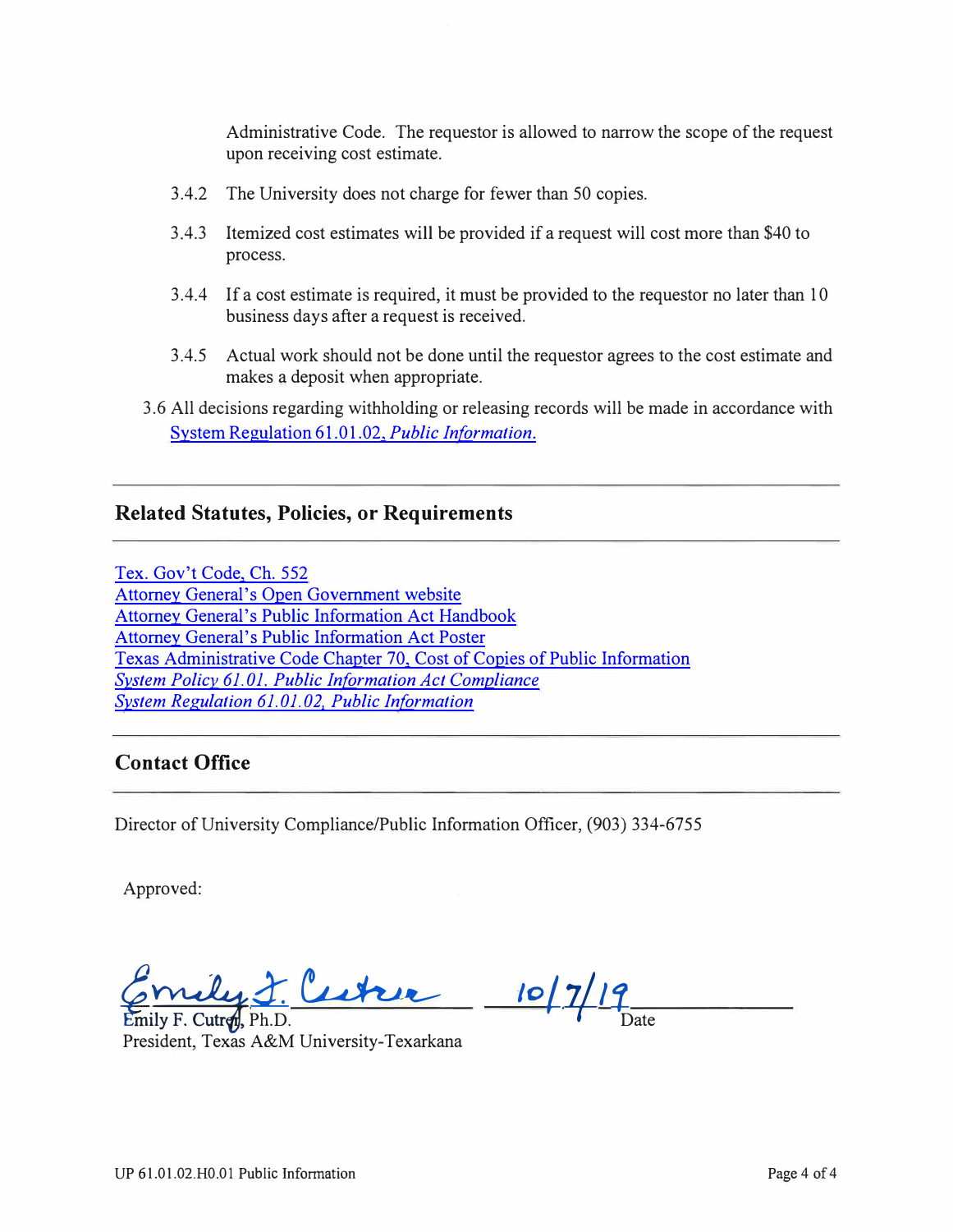Administrative Code. The requestor is allowed to narrow the scope of the request upon receiving cost estimate.

3.4.2 The University does not charge for fewer than 50 copies.

3.4.3 Itemized cost estimates will be provided if a request will cost more than $40 to process.

3.4.4 If a cost estimate is required, it must be provided to the requestor no later than 10 business days after a request is received.

3.4.5 Actual work should not be done until the requestor agrees to the cost estimate and makes a deposit when appropriate.

3.6 All decisions regarding withholding or releasing records will be made in accordance with System Regulation 61.01.02, *Public Information.*

## Related Statutes, Policies, or Requirements

Tex. Gov't Code, Ch. 552
Attorney General's Open Government website
Attorney General's Public Information Act Handbook
Attorney General's Public Information Act Poster
Texas Administrative Code Chapter 70, Cost of Copies of Public Information
*System Policy 61.01, Public Information Act Compliance*
*System Regulation 61.01.02, Public Information*

## Contact Office

Director of University Compliance/Public Information Officer, (903) 334-6755

Approved:

Emily F. Cutrer — 10/7/19

Emily F. Cutrer, Ph.D. — Date
President, Texas A&M University-Texarkana

UP 61.01.02.H0.01 Public Information